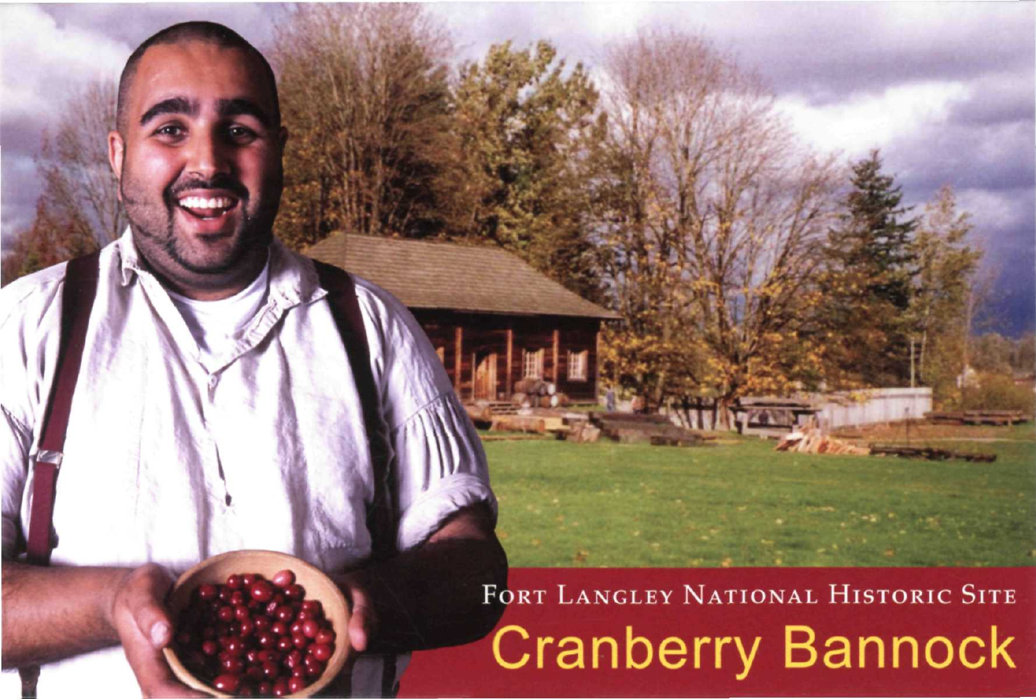Fort Langley National Historic Site

# Cranberry Bannock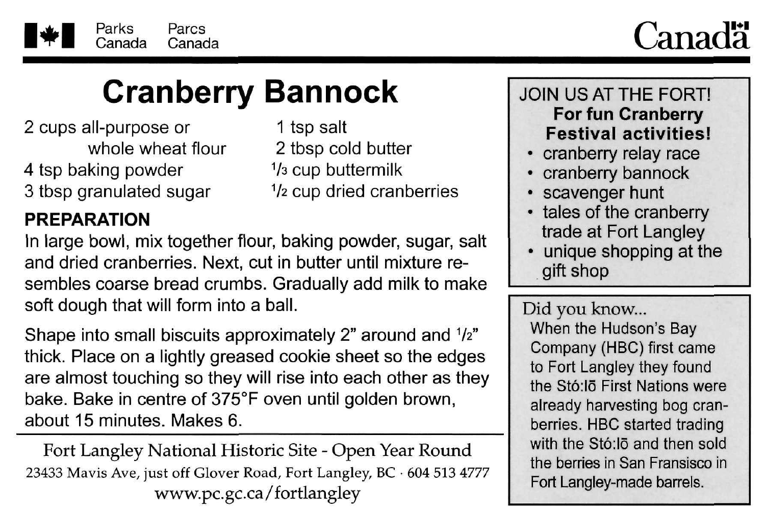Parks Canada · Parcs Canada

Canada

# Cranberry Bannock

- 2 cups all-purpose or whole wheat flour
- 4 tsp baking powder
- 3 tbsp granulated sugar
- 1 tsp salt
- 2 tbsp cold butter
- 1/3 cup buttermilk
- 1/2 cup dried cranberries

## PREPARATION

In large bowl, mix together flour, baking powder, sugar, salt and dried cranberries. Next, cut in butter until mixture resembles coarse bread crumbs. Gradually add milk to make soft dough that will form into a ball.

Shape into small biscuits approximately 2" around and 1/2" thick. Place on a lightly greased cookie sheet so the edges are almost touching so they will rise into each other as they bake. Bake in centre of 375°F oven until golden brown, about 15 minutes. Makes 6.

Fort Langley National Historic Site - Open Year Round
23433 Mavis Ave, just off Glover Road, Fort Langley, BC · 604 513 4777
www.pc.gc.ca/fortlangley

JOIN US AT THE FORT!
**For fun Cranberry Festival activities!**

- cranberry relay race
- cranberry bannock
- scavenger hunt
- tales of the cranberry trade at Fort Langley
- unique shopping at the gift shop

Did you know...
When the Hudson's Bay Company (HBC) first came to Fort Langley they found the Stó:lō First Nations were already harvesting bog cranberries. HBC started trading with the Stó:lō and then sold the berries in San Fransisco in Fort Langley-made barrels.